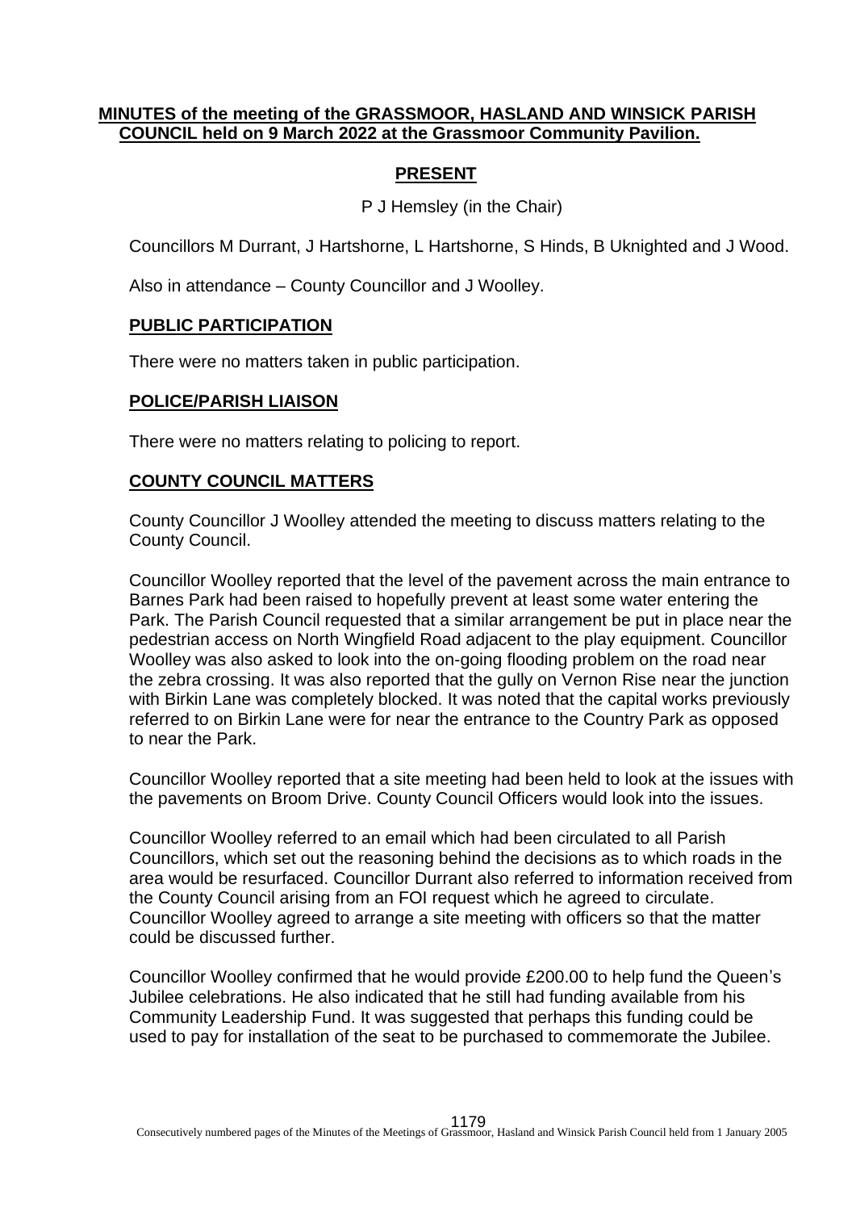**MINUTES of the meeting of the GRASSMOOR, HASLAND AND WINSICK PARISH COUNCIL held on 9 March 2022 at the Grassmoor Community Pavilion.**

## PRESENT

P J Hemsley (in the Chair)

Councillors M Durrant, J Hartshorne, L Hartshorne, S Hinds, B Uknighted and J Wood.

Also in attendance – County Councillor and J Woolley.

## PUBLIC PARTICIPATION

There were no matters taken in public participation.

## POLICE/PARISH LIAISON

There were no matters relating to policing to report.

## COUNTY COUNCIL MATTERS

County Councillor J Woolley attended the meeting to discuss matters relating to the County Council.

Councillor Woolley reported that the level of the pavement across the main entrance to Barnes Park had been raised to hopefully prevent at least some water entering the Park. The Parish Council requested that a similar arrangement be put in place near the pedestrian access on North Wingfield Road adjacent to the play equipment. Councillor Woolley was also asked to look into the on-going flooding problem on the road near the zebra crossing. It was also reported that the gully on Vernon Rise near the junction with Birkin Lane was completely blocked. It was noted that the capital works previously referred to on Birkin Lane were for near the entrance to the Country Park as opposed to near the Park.

Councillor Woolley reported that a site meeting had been held to look at the issues with the pavements on Broom Drive. County Council Officers would look into the issues.

Councillor Woolley referred to an email which had been circulated to all Parish Councillors, which set out the reasoning behind the decisions as to which roads in the area would be resurfaced. Councillor Durrant also referred to information received from the County Council arising from an FOI request which he agreed to circulate. Councillor Woolley agreed to arrange a site meeting with officers so that the matter could be discussed further.

Councillor Woolley confirmed that he would provide £200.00 to help fund the Queen's Jubilee celebrations. He also indicated that he still had funding available from his Community Leadership Fund. It was suggested that perhaps this funding could be used to pay for installation of the seat to be purchased to commemorate the Jubilee.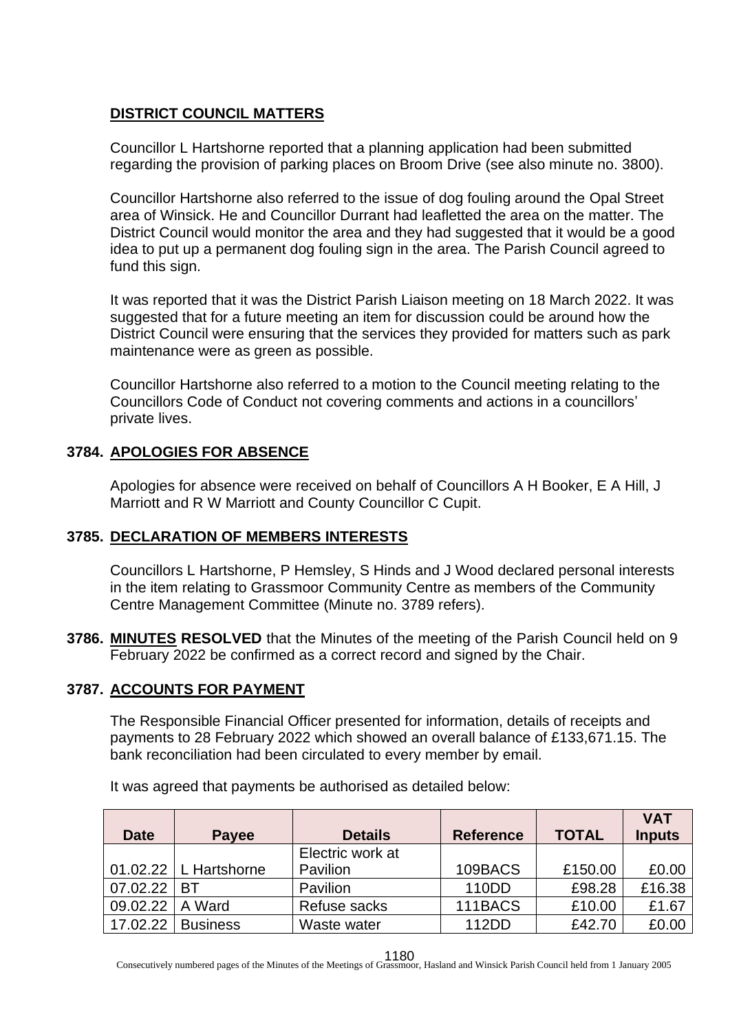**DISTRICT COUNCIL MATTERS**

Councillor L Hartshorne reported that a planning application had been submitted regarding the provision of parking places on Broom Drive (see also minute no. 3800).

Councillor Hartshorne also referred to the issue of dog fouling around the Opal Street area of Winsick. He and Councillor Durrant had leafletted the area on the matter. The District Council would monitor the area and they had suggested that it would be a good idea to put up a permanent dog fouling sign in the area. The Parish Council agreed to fund this sign.

It was reported that it was the District Parish Liaison meeting on 18 March 2022. It was suggested that for a future meeting an item for discussion could be around how the District Council were ensuring that the services they provided for matters such as park maintenance were as green as possible.

Councillor Hartshorne also referred to a motion to the Council meeting relating to the Councillors Code of Conduct not covering comments and actions in a councillors' private lives.

**3784. APOLOGIES FOR ABSENCE**

Apologies for absence were received on behalf of Councillors A H Booker, E A Hill, J Marriott and R W Marriott and County Councillor C Cupit.

**3785. DECLARATION OF MEMBERS INTERESTS**

Councillors L Hartshorne, P Hemsley, S Hinds and J Wood declared personal interests in the item relating to Grassmoor Community Centre as members of the Community Centre Management Committee (Minute no. 3789 refers).

**3786. MINUTES RESOLVED** that the Minutes of the meeting of the Parish Council held on 9 February 2022 be confirmed as a correct record and signed by the Chair.

**3787. ACCOUNTS FOR PAYMENT**

The Responsible Financial Officer presented for information, details of receipts and payments to 28 February 2022 which showed an overall balance of £133,671.15. The bank reconciliation had been circulated to every member by email.

It was agreed that payments be authorised as detailed below:

| Date | Payee | Details | Reference | TOTAL | VAT Inputs |
|---|---|---|---|---|---|
| 01.02.22 | L Hartshorne | Electric work at Pavilion | 109BACS | £150.00 | £0.00 |
| 07.02.22 | BT | Pavilion | 110DD | £98.28 | £16.38 |
| 09.02.22 | A Ward | Refuse sacks | 111BACS | £10.00 | £1.67 |
| 17.02.22 | Business | Waste water | 112DD | £42.70 | £0.00 |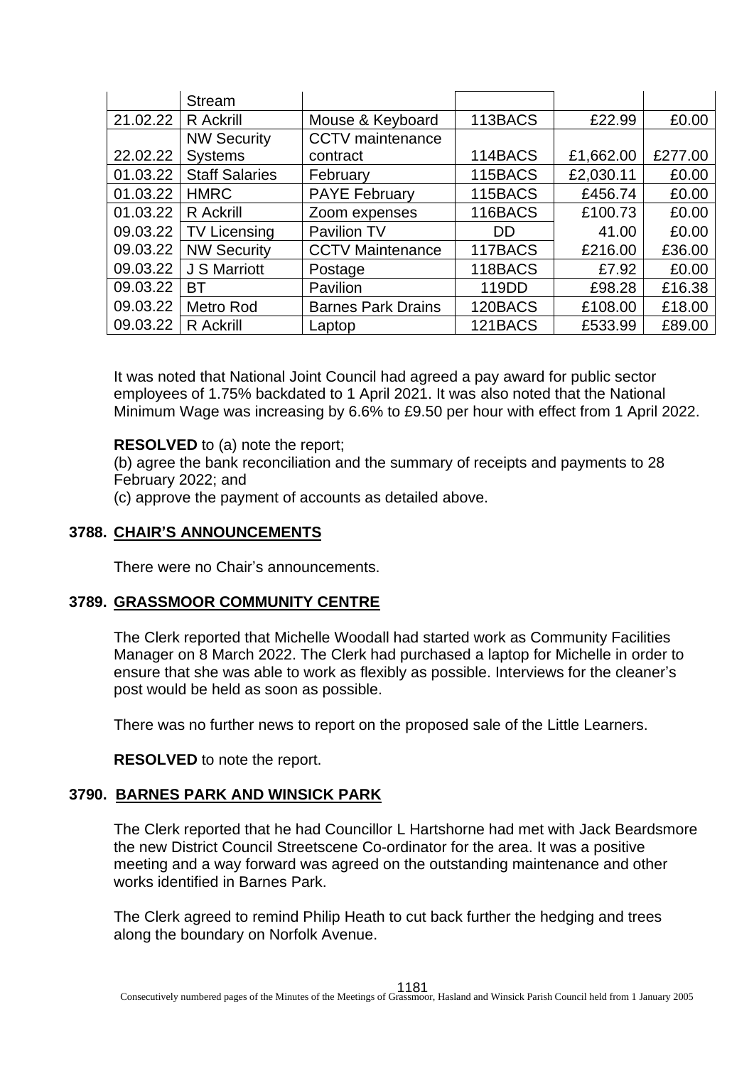| | Stream | | | | |
|---|---|---|---|---|---|
| 21.02.22 | R Ackrill | Mouse & Keyboard | 113BACS | £22.99 | £0.00 |
| 22.02.22 | NW Security Systems | CCTV maintenance contract | 114BACS | £1,662.00 | £277.00 |
| 01.03.22 | Staff Salaries | February | 115BACS | £2,030.11 | £0.00 |
| 01.03.22 | HMRC | PAYE February | 115BACS | £456.74 | £0.00 |
| 01.03.22 | R Ackrill | Zoom expenses | 116BACS | £100.73 | £0.00 |
| 09.03.22 | TV Licensing | Pavilion TV | DD | 41.00 | £0.00 |
| 09.03.22 | NW Security | CCTV Maintenance | 117BACS | £216.00 | £36.00 |
| 09.03.22 | J S Marriott | Postage | 118BACS | £7.92 | £0.00 |
| 09.03.22 | BT | Pavilion | 119DD | £98.28 | £16.38 |
| 09.03.22 | Metro Rod | Barnes Park Drains | 120BACS | £108.00 | £18.00 |
| 09.03.22 | R Ackrill | Laptop | 121BACS | £533.99 | £89.00 |

It was noted that National Joint Council had agreed a pay award for public sector employees of 1.75% backdated to 1 April 2021. It was also noted that the National Minimum Wage was increasing by 6.6% to £9.50 per hour with effect from 1 April 2022.

**RESOLVED** to (a) note the report;
(b) agree the bank reconciliation and the summary of receipts and payments to 28 February 2022; and
(c) approve the payment of accounts as detailed above.

## 3788. CHAIR'S ANNOUNCEMENTS

There were no Chair's announcements.

## 3789. GRASSMOOR COMMUNITY CENTRE

The Clerk reported that Michelle Woodall had started work as Community Facilities Manager on 8 March 2022. The Clerk had purchased a laptop for Michelle in order to ensure that she was able to work as flexibly as possible. Interviews for the cleaner's post would be held as soon as possible.

There was no further news to report on the proposed sale of the Little Learners.

**RESOLVED** to note the report.

## 3790. BARNES PARK AND WINSICK PARK

The Clerk reported that he had Councillor L Hartshorne had met with Jack Beardsmore the new District Council Streetscene Co-ordinator for the area. It was a positive meeting and a way forward was agreed on the outstanding maintenance and other works identified in Barnes Park.

The Clerk agreed to remind Philip Heath to cut back further the hedging and trees along the boundary on Norfolk Avenue.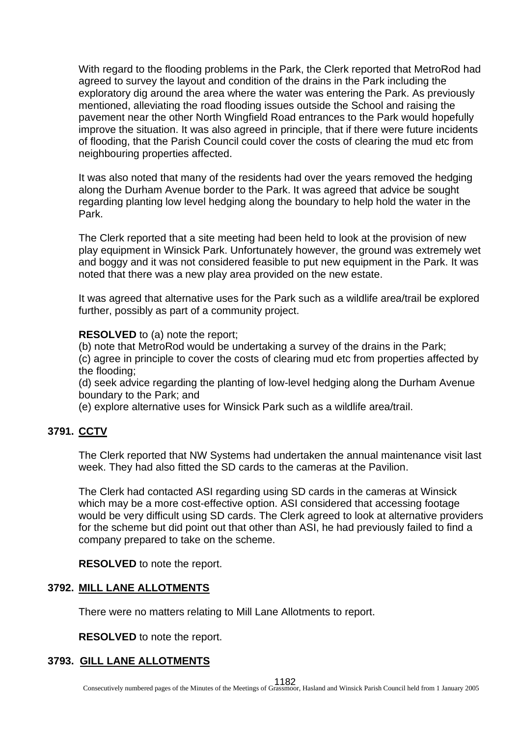With regard to the flooding problems in the Park, the Clerk reported that MetroRod had agreed to survey the layout and condition of the drains in the Park including the exploratory dig around the area where the water was entering the Park. As previously mentioned, alleviating the road flooding issues outside the School and raising the pavement near the other North Wingfield Road entrances to the Park would hopefully improve the situation. It was also agreed in principle, that if there were future incidents of flooding, that the Parish Council could cover the costs of clearing the mud etc from neighbouring properties affected.

It was also noted that many of the residents had over the years removed the hedging along the Durham Avenue border to the Park. It was agreed that advice be sought regarding planting low level hedging along the boundary to help hold the water in the Park.

The Clerk reported that a site meeting had been held to look at the provision of new play equipment in Winsick Park. Unfortunately however, the ground was extremely wet and boggy and it was not considered feasible to put new equipment in the Park. It was noted that there was a new play area provided on the new estate.

It was agreed that alternative uses for the Park such as a wildlife area/trail be explored further, possibly as part of a community project.

**RESOLVED** to (a) note the report;
(b) note that MetroRod would be undertaking a survey of the drains in the Park;
(c) agree in principle to cover the costs of clearing mud etc from properties affected by the flooding;
(d) seek advice regarding the planting of low-level hedging along the Durham Avenue boundary to the Park; and
(e) explore alternative uses for Winsick Park such as a wildlife area/trail.

## 3791. CCTV

The Clerk reported that NW Systems had undertaken the annual maintenance visit last week. They had also fitted the SD cards to the cameras at the Pavilion.

The Clerk had contacted ASI regarding using SD cards in the cameras at Winsick which may be a more cost-effective option. ASI considered that accessing footage would be very difficult using SD cards. The Clerk agreed to look at alternative providers for the scheme but did point out that other than ASI, he had previously failed to find a company prepared to take on the scheme.

**RESOLVED** to note the report.

## 3792. MILL LANE ALLOTMENTS

There were no matters relating to Mill Lane Allotments to report.

**RESOLVED** to note the report.

## 3793. GILL LANE ALLOTMENTS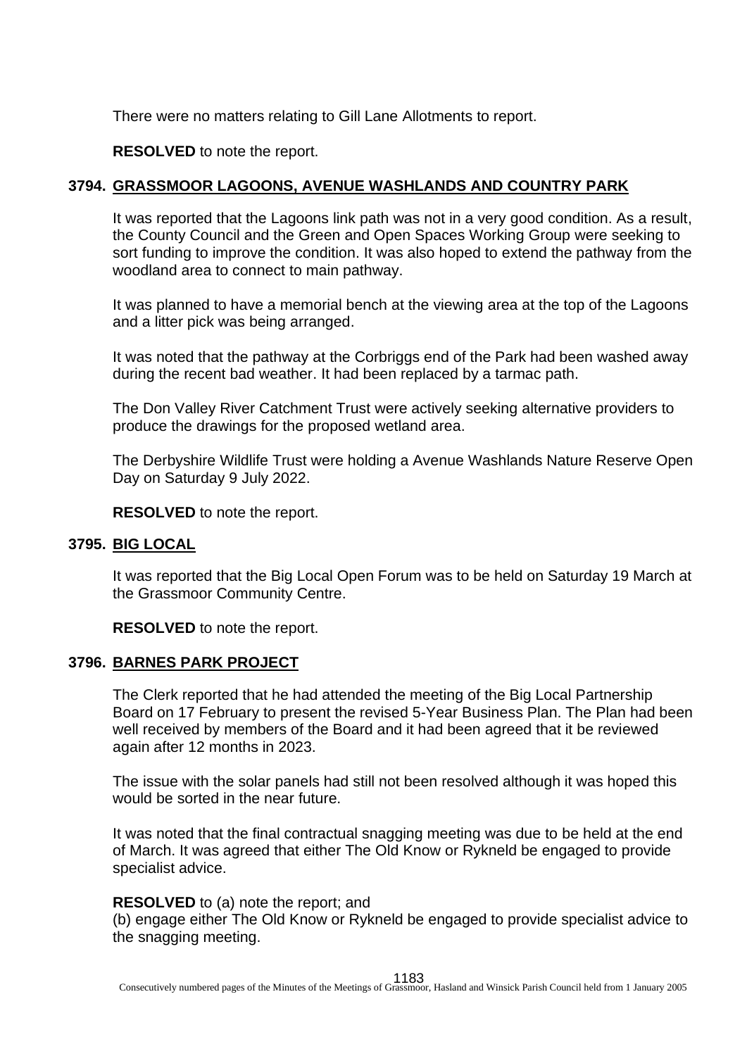There were no matters relating to Gill Lane Allotments to report.

**RESOLVED** to note the report.

## 3794. GRASSMOOR LAGOONS, AVENUE WASHLANDS AND COUNTRY PARK

It was reported that the Lagoons link path was not in a very good condition. As a result, the County Council and the Green and Open Spaces Working Group were seeking to sort funding to improve the condition. It was also hoped to extend the pathway from the woodland area to connect to main pathway.

It was planned to have a memorial bench at the viewing area at the top of the Lagoons and a litter pick was being arranged.

It was noted that the pathway at the Corbriggs end of the Park had been washed away during the recent bad weather. It had been replaced by a tarmac path.

The Don Valley River Catchment Trust were actively seeking alternative providers to produce the drawings for the proposed wetland area.

The Derbyshire Wildlife Trust were holding a Avenue Washlands Nature Reserve Open Day on Saturday 9 July 2022.

**RESOLVED** to note the report.

## 3795. BIG LOCAL

It was reported that the Big Local Open Forum was to be held on Saturday 19 March at the Grassmoor Community Centre.

**RESOLVED** to note the report.

## 3796. BARNES PARK PROJECT

The Clerk reported that he had attended the meeting of the Big Local Partnership Board on 17 February to present the revised 5-Year Business Plan. The Plan had been well received by members of the Board and it had been agreed that it be reviewed again after 12 months in 2023.

The issue with the solar panels had still not been resolved although it was hoped this would be sorted in the near future.

It was noted that the final contractual snagging meeting was due to be held at the end of March. It was agreed that either The Old Know or Rykneld be engaged to provide specialist advice.

**RESOLVED** to (a) note the report; and
(b) engage either The Old Know or Rykneld be engaged to provide specialist advice to the snagging meeting.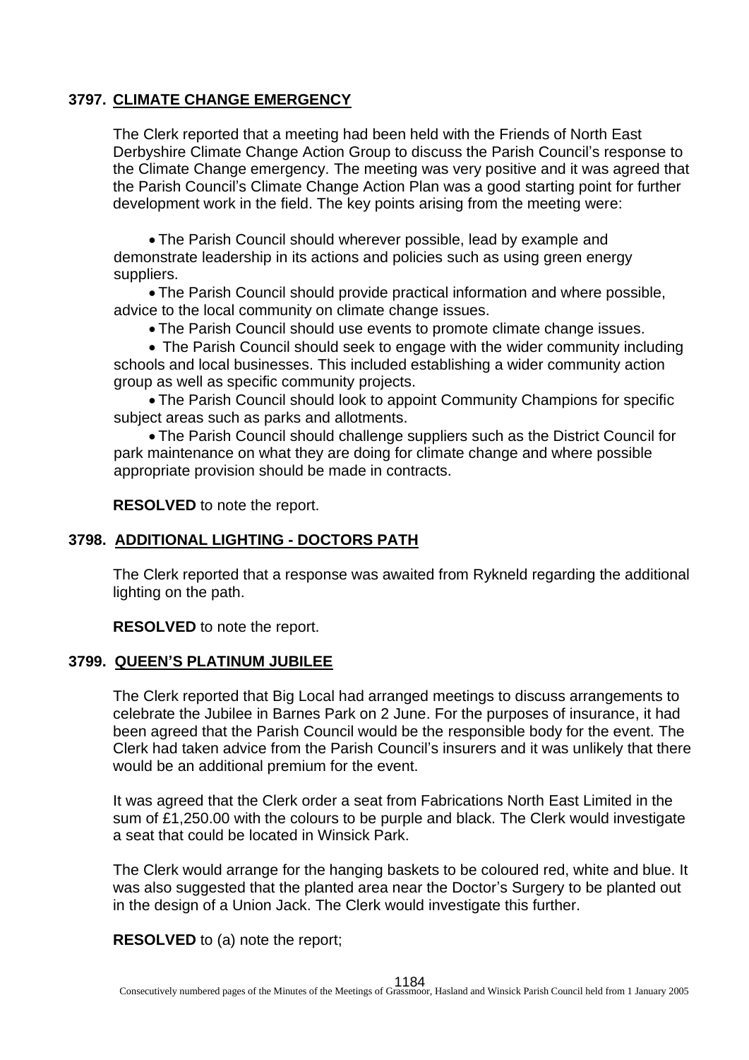### 3797. CLIMATE CHANGE EMERGENCY

The Clerk reported that a meeting had been held with the Friends of North East Derbyshire Climate Change Action Group to discuss the Parish Council's response to the Climate Change emergency. The meeting was very positive and it was agreed that the Parish Council's Climate Change Action Plan was a good starting point for further development work in the field. The key points arising from the meeting were:

- The Parish Council should wherever possible, lead by example and demonstrate leadership in its actions and policies such as using green energy suppliers.
- The Parish Council should provide practical information and where possible, advice to the local community on climate change issues.
- The Parish Council should use events to promote climate change issues.
- The Parish Council should seek to engage with the wider community including schools and local businesses. This included establishing a wider community action group as well as specific community projects.
- The Parish Council should look to appoint Community Champions for specific subject areas such as parks and allotments.
- The Parish Council should challenge suppliers such as the District Council for park maintenance on what they are doing for climate change and where possible appropriate provision should be made in contracts.

**RESOLVED** to note the report.

### 3798. ADDITIONAL LIGHTING - DOCTORS PATH

The Clerk reported that a response was awaited from Rykneld regarding the additional lighting on the path.

**RESOLVED** to note the report.

### 3799. QUEEN'S PLATINUM JUBILEE

The Clerk reported that Big Local had arranged meetings to discuss arrangements to celebrate the Jubilee in Barnes Park on 2 June. For the purposes of insurance, it had been agreed that the Parish Council would be the responsible body for the event. The Clerk had taken advice from the Parish Council's insurers and it was unlikely that there would be an additional premium for the event.

It was agreed that the Clerk order a seat from Fabrications North East Limited in the sum of £1,250.00 with the colours to be purple and black. The Clerk would investigate a seat that could be located in Winsick Park.

The Clerk would arrange for the hanging baskets to be coloured red, white and blue. It was also suggested that the planted area near the Doctor's Surgery to be planted out in the design of a Union Jack. The Clerk would investigate this further.

**RESOLVED** to (a) note the report;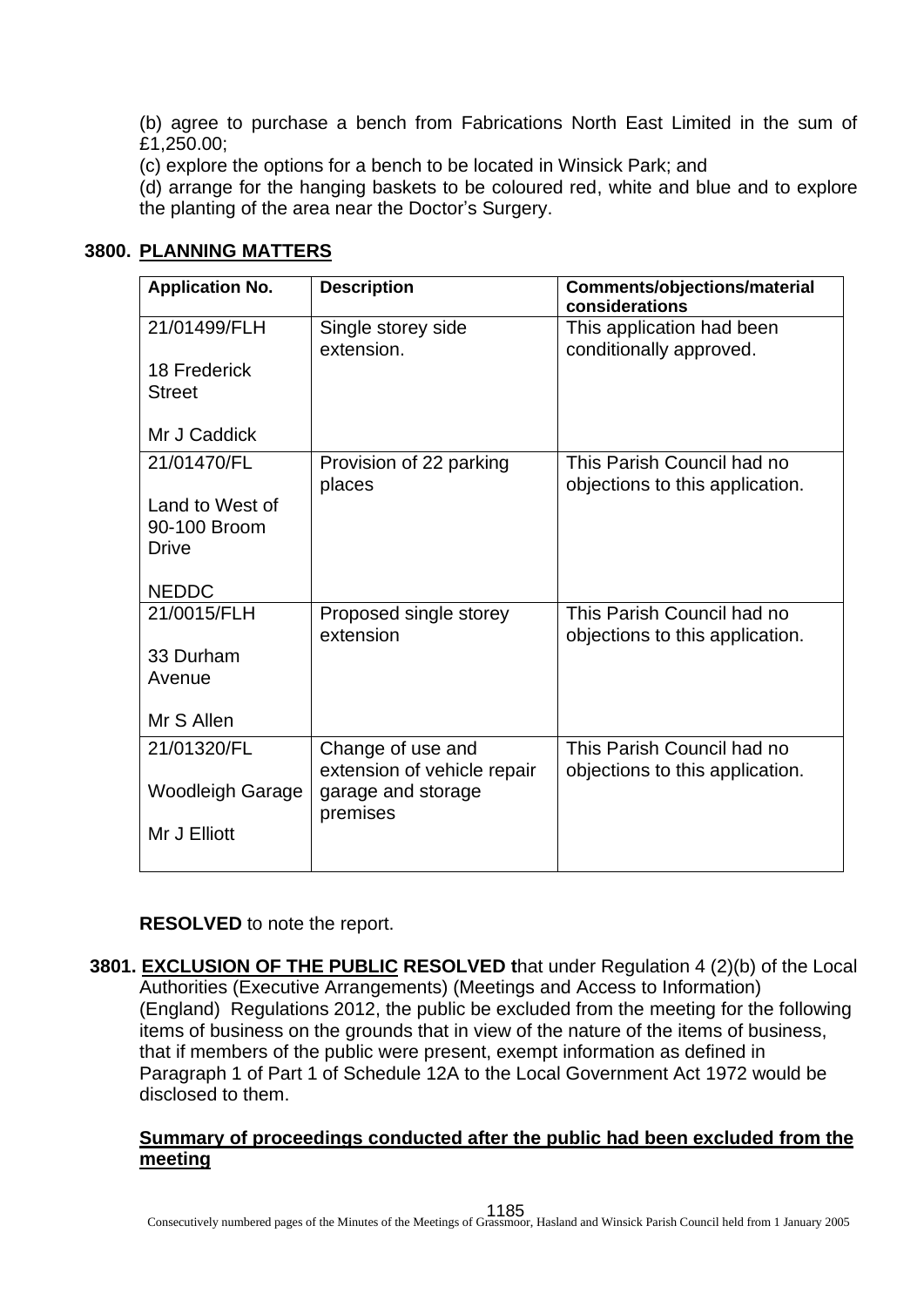(b) agree to purchase a bench from Fabrications North East Limited in the sum of £1,250.00;
(c) explore the options for a bench to be located in Winsick Park; and
(d) arrange for the hanging baskets to be coloured red, white and blue and to explore the planting of the area near the Doctor's Surgery.

## 3800. PLANNING MATTERS

| Application No. | Description | Comments/objections/material considerations |
|---|---|---|
| 21/01499/FLH<br><br>18 Frederick Street<br><br>Mr J Caddick | Single storey side extension. | This application had been conditionally approved. |
| 21/01470/FL<br><br>Land to West of 90-100 Broom Drive<br><br>NEDDC | Provision of 22 parking places | This Parish Council had no objections to this application. |
| 21/0015/FLH<br><br>33 Durham Avenue<br><br>Mr S Allen | Proposed single storey extension | This Parish Council had no objections to this application. |
| 21/01320/FL<br><br>Woodleigh Garage<br><br>Mr J Elliott | Change of use and extension of vehicle repair garage and storage premises | This Parish Council had no objections to this application. |

**RESOLVED** to note the report.

**3801. EXCLUSION OF THE PUBLIC RESOLVED t**hat under Regulation 4 (2)(b) of the Local Authorities (Executive Arrangements) (Meetings and Access to Information) (England) Regulations 2012, the public be excluded from the meeting for the following items of business on the grounds that in view of the nature of the items of business, that if members of the public were present, exempt information as defined in Paragraph 1 of Part 1 of Schedule 12A to the Local Government Act 1972 would be disclosed to them.

**Summary of proceedings conducted after the public had been excluded from the meeting**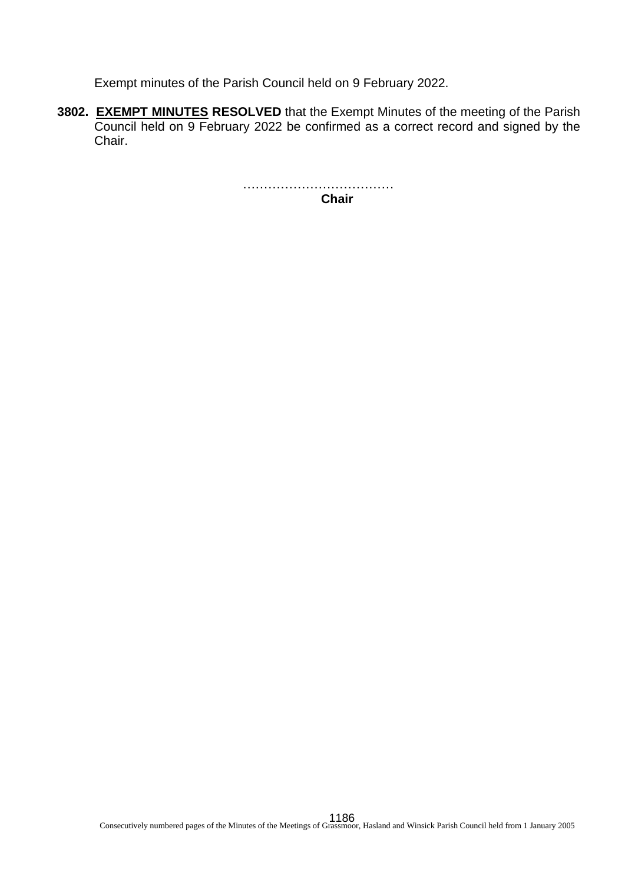Exempt minutes of the Parish Council held on 9 February 2022.

**3802. EXEMPT MINUTES RESOLVED** that the Exempt Minutes of the meeting of the Parish Council held on 9 February 2022 be confirmed as a correct record and signed by the Chair.

………………………………

**Chair**